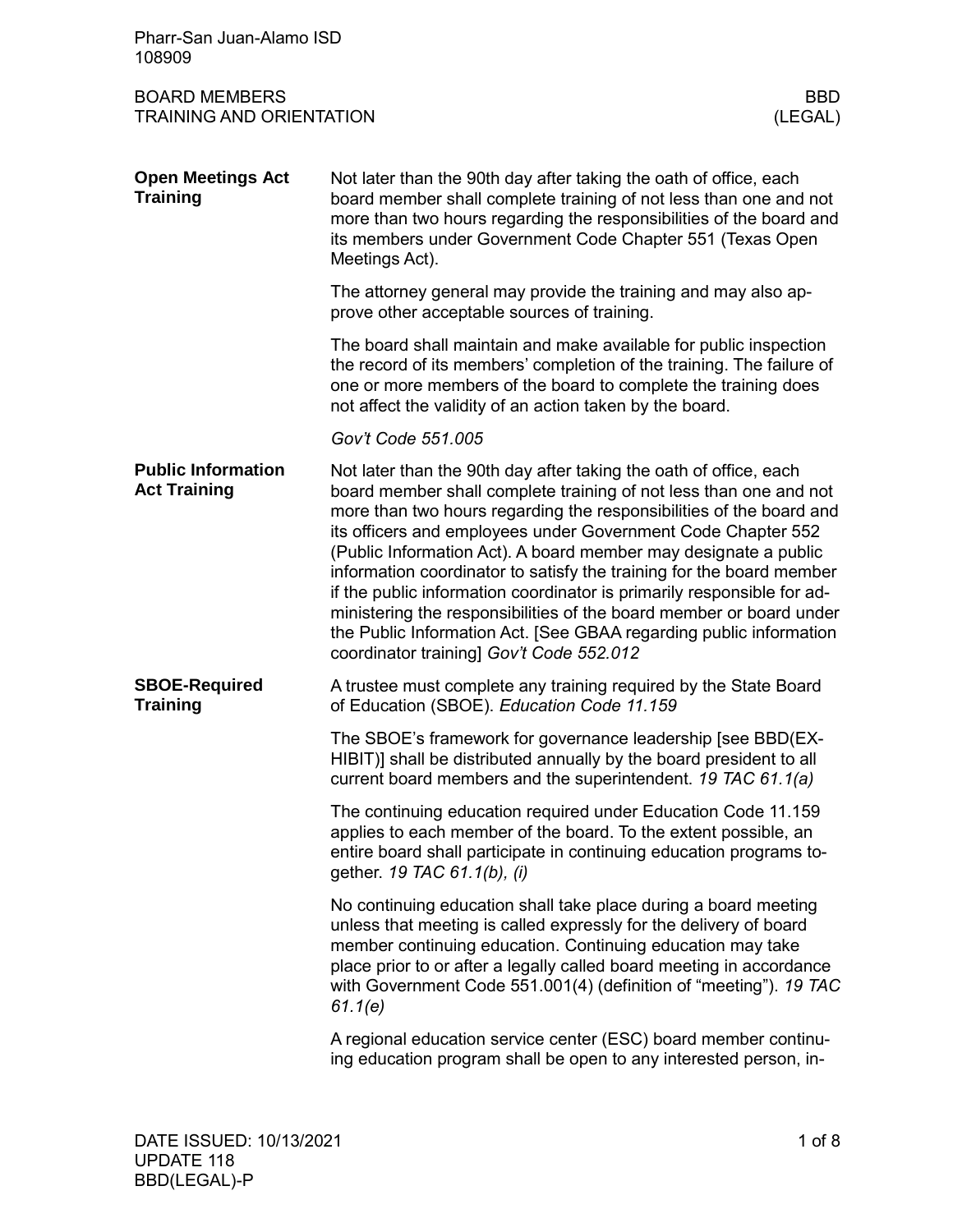# BOARD MEMBERS TRAINING AND ORIENTATION — BBD (LEGAL)

## Open Meetings Act Training

Not later than the 90th day after taking the oath of office, each board member shall complete training of not less than one and not more than two hours regarding the responsibilities of the board and its members under Government Code Chapter 551 (Texas Open Meetings Act).

The attorney general may provide the training and may also approve other acceptable sources of training.

The board shall maintain and make available for public inspection the record of its members' completion of the training. The failure of one or more members of the board to complete the training does not affect the validity of an action taken by the board.

*Gov't Code 551.005*

## Public Information Act Training

Not later than the 90th day after taking the oath of office, each board member shall complete training of not less than one and not more than two hours regarding the responsibilities of the board and its officers and employees under Government Code Chapter 552 (Public Information Act). A board member may designate a public information coordinator to satisfy the training for the board member if the public information coordinator is primarily responsible for administering the responsibilities of the board member or board under the Public Information Act. [See GBAA regarding public information coordinator training] *Gov't Code 552.012*

## SBOE-Required Training

A trustee must complete any training required by the State Board of Education (SBOE). *Education Code 11.159*

The SBOE's framework for governance leadership [see BBD(EXHIBIT)] shall be distributed annually by the board president to all current board members and the superintendent. *19 TAC 61.1(a)*

The continuing education required under Education Code 11.159 applies to each member of the board. To the extent possible, an entire board shall participate in continuing education programs together. *19 TAC 61.1(b), (i)*

No continuing education shall take place during a board meeting unless that meeting is called expressly for the delivery of board member continuing education. Continuing education may take place prior to or after a legally called board meeting in accordance with Government Code 551.001(4) (definition of "meeting"). *19 TAC 61.1(e)*

A regional education service center (ESC) board member continuing education program shall be open to any interested person, in-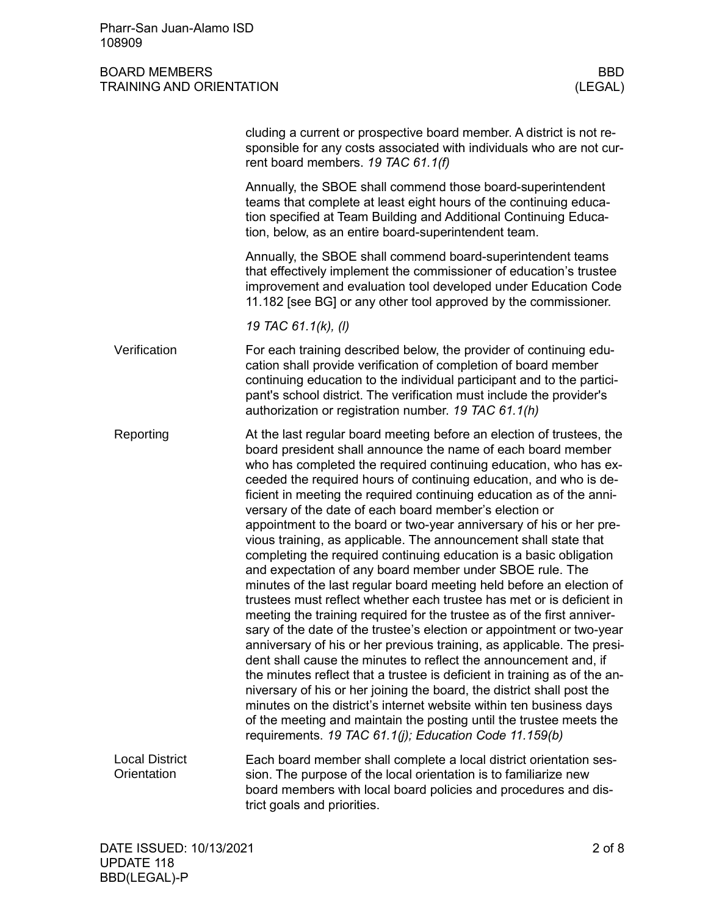cluding a current or prospective board member. A district is not responsible for any costs associated with individuals who are not current board members. *19 TAC 61.1(f)*

Annually, the SBOE shall commend those board-superintendent teams that complete at least eight hours of the continuing education specified at Team Building and Additional Continuing Education, below, as an entire board-superintendent team.

Annually, the SBOE shall commend board-superintendent teams that effectively implement the commissioner of education's trustee improvement and evaluation tool developed under Education Code 11.182 [see BG] or any other tool approved by the commissioner.

*19 TAC 61.1(k), (l)*

## Verification

For each training described below, the provider of continuing education shall provide verification of completion of board member continuing education to the individual participant and to the participant's school district. The verification must include the provider's authorization or registration number. *19 TAC 61.1(h)*

## Reporting

At the last regular board meeting before an election of trustees, the board president shall announce the name of each board member who has completed the required continuing education, who has exceeded the required hours of continuing education, and who is deficient in meeting the required continuing education as of the anniversary of the date of each board member's election or appointment to the board or two-year anniversary of his or her previous training, as applicable. The announcement shall state that completing the required continuing education is a basic obligation and expectation of any board member under SBOE rule. The minutes of the last regular board meeting held before an election of trustees must reflect whether each trustee has met or is deficient in meeting the training required for the trustee as of the first anniversary of the date of the trustee's election or appointment or two-year anniversary of his or her previous training, as applicable. The president shall cause the minutes to reflect the announcement and, if the minutes reflect that a trustee is deficient in training as of the anniversary of his or her joining the board, the district shall post the minutes on the district's internet website within ten business days of the meeting and maintain the posting until the trustee meets the requirements. *19 TAC 61.1(j); Education Code 11.159(b)*

## Local District Orientation

Each board member shall complete a local district orientation session. The purpose of the local orientation is to familiarize new board members with local board policies and procedures and district goals and priorities.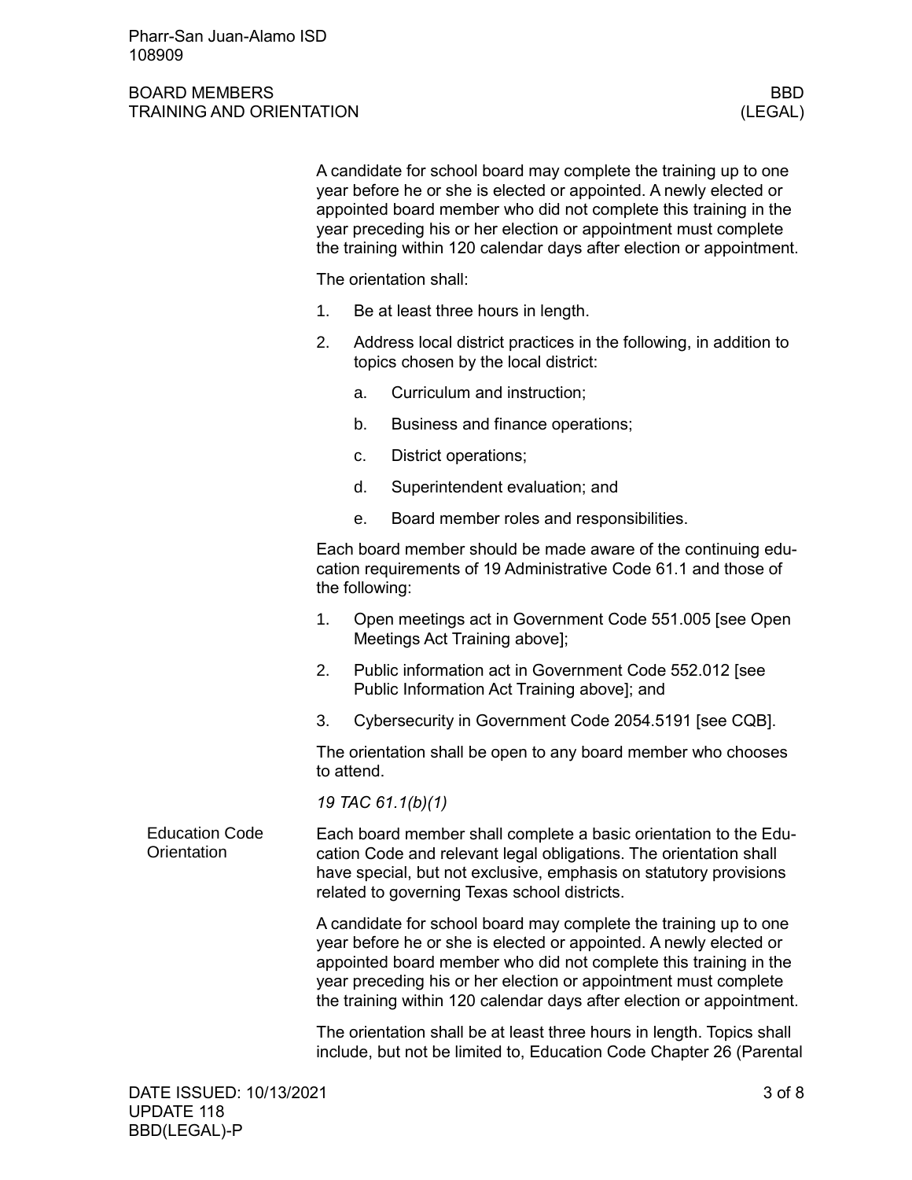A candidate for school board may complete the training up to one year before he or she is elected or appointed. A newly elected or appointed board member who did not complete this training in the year preceding his or her election or appointment must complete the training within 120 calendar days after election or appointment.

The orientation shall:

1. Be at least three hours in length.
2. Address local district practices in the following, in addition to topics chosen by the local district:
   a. Curriculum and instruction;
   b. Business and finance operations;
   c. District operations;
   d. Superintendent evaluation; and
   e. Board member roles and responsibilities.

Each board member should be made aware of the continuing education requirements of 19 Administrative Code 61.1 and those of the following:

1. Open meetings act in Government Code 551.005 [see Open Meetings Act Training above];
2. Public information act in Government Code 552.012 [see Public Information Act Training above]; and
3. Cybersecurity in Government Code 2054.5191 [see CQB].

The orientation shall be open to any board member who chooses to attend.

*19 TAC 61.1(b)(1)*

### Education Code Orientation

Each board member shall complete a basic orientation to the Education Code and relevant legal obligations. The orientation shall have special, but not exclusive, emphasis on statutory provisions related to governing Texas school districts.

A candidate for school board may complete the training up to one year before he or she is elected or appointed. A newly elected or appointed board member who did not complete this training in the year preceding his or her election or appointment must complete the training within 120 calendar days after election or appointment.

The orientation shall be at least three hours in length. Topics shall include, but not be limited to, Education Code Chapter 26 (Parental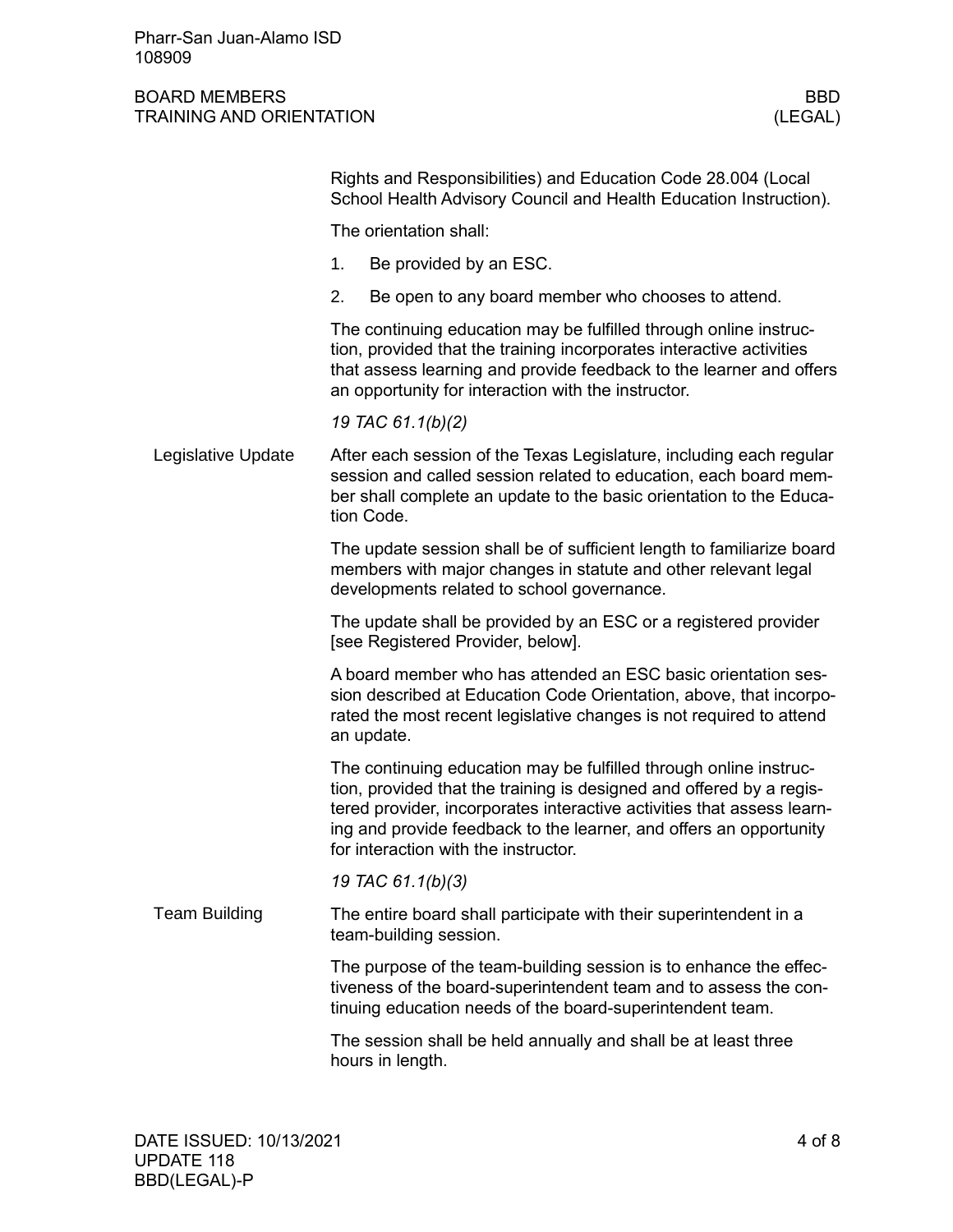Rights and Responsibilities) and Education Code 28.004 (Local School Health Advisory Council and Health Education Instruction).

The orientation shall:

1. Be provided by an ESC.
2. Be open to any board member who chooses to attend.

The continuing education may be fulfilled through online instruction, provided that the training incorporates interactive activities that assess learning and provide feedback to the learner and offers an opportunity for interaction with the instructor.

*19 TAC 61.1(b)(2)*

### Legislative Update

After each session of the Texas Legislature, including each regular session and called session related to education, each board member shall complete an update to the basic orientation to the Education Code.

The update session shall be of sufficient length to familiarize board members with major changes in statute and other relevant legal developments related to school governance.

The update shall be provided by an ESC or a registered provider [see Registered Provider, below].

A board member who has attended an ESC basic orientation session described at Education Code Orientation, above, that incorporated the most recent legislative changes is not required to attend an update.

The continuing education may be fulfilled through online instruction, provided that the training is designed and offered by a registered provider, incorporates interactive activities that assess learning and provide feedback to the learner, and offers an opportunity for interaction with the instructor.

*19 TAC 61.1(b)(3)*

### Team Building

The entire board shall participate with their superintendent in a team-building session.

The purpose of the team-building session is to enhance the effectiveness of the board-superintendent team and to assess the continuing education needs of the board-superintendent team.

The session shall be held annually and shall be at least three hours in length.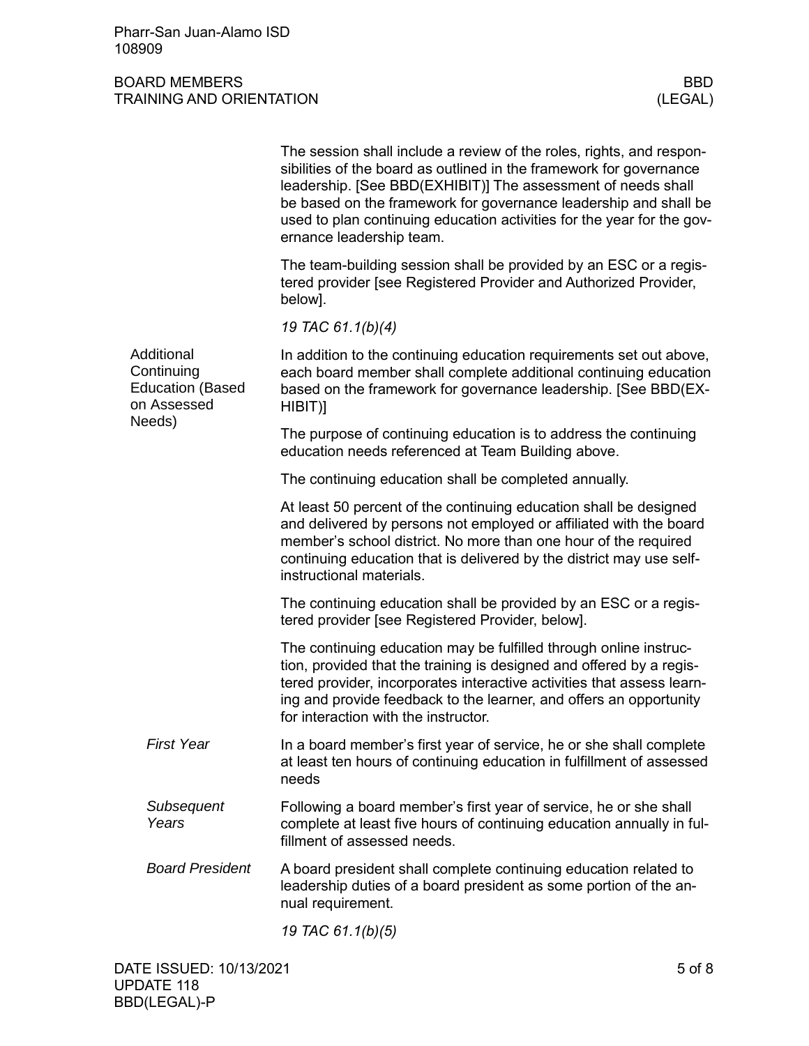The session shall include a review of the roles, rights, and responsibilities of the board as outlined in the framework for governance leadership. [See BBD(EXHIBIT)] The assessment of needs shall be based on the framework for governance leadership and shall be used to plan continuing education activities for the year for the governance leadership team.

The team-building session shall be provided by an ESC or a registered provider [see Registered Provider and Authorized Provider, below].

*19 TAC 61.1(b)(4)*

## Additional Continuing Education (Based on Assessed Needs)

In addition to the continuing education requirements set out above, each board member shall complete additional continuing education based on the framework for governance leadership. [See BBD(EXHIBIT)]

The purpose of continuing education is to address the continuing education needs referenced at Team Building above.

The continuing education shall be completed annually.

At least 50 percent of the continuing education shall be designed and delivered by persons not employed or affiliated with the board member's school district. No more than one hour of the required continuing education that is delivered by the district may use self-instructional materials.

The continuing education shall be provided by an ESC or a registered provider [see Registered Provider, below].

The continuing education may be fulfilled through online instruction, provided that the training is designed and offered by a registered provider, incorporates interactive activities that assess learning and provide feedback to the learner, and offers an opportunity for interaction with the instructor.

### *First Year*

In a board member's first year of service, he or she shall complete at least ten hours of continuing education in fulfillment of assessed needs

### *Subsequent Years*

Following a board member's first year of service, he or she shall complete at least five hours of continuing education annually in fulfillment of assessed needs.

### *Board President*

A board president shall complete continuing education related to leadership duties of a board president as some portion of the annual requirement.

*19 TAC 61.1(b)(5)*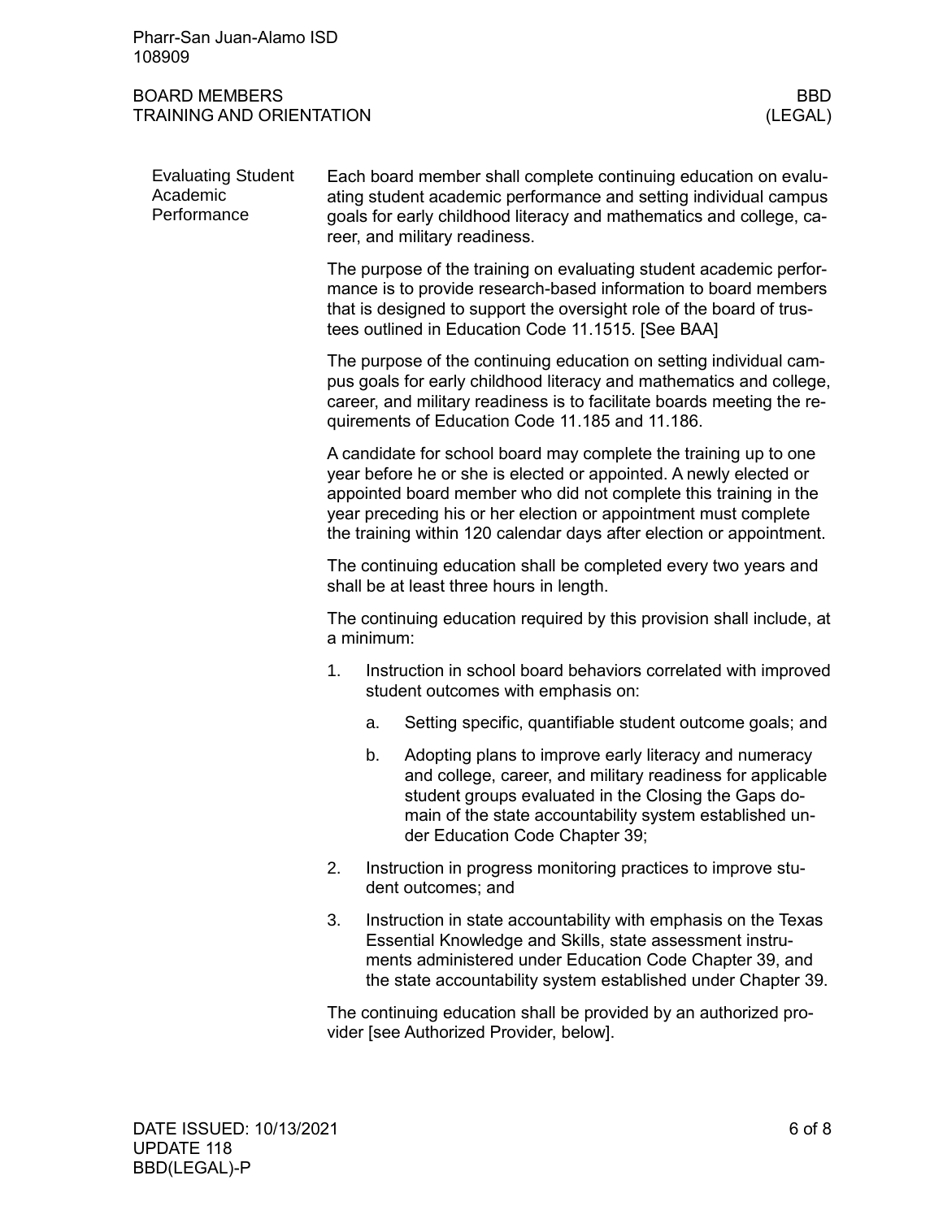## Evaluating Student Academic Performance

Each board member shall complete continuing education on evaluating student academic performance and setting individual campus goals for early childhood literacy and mathematics and college, career, and military readiness.

The purpose of the training on evaluating student academic performance is to provide research-based information to board members that is designed to support the oversight role of the board of trustees outlined in Education Code 11.1515. [See BAA]

The purpose of the continuing education on setting individual campus goals for early childhood literacy and mathematics and college, career, and military readiness is to facilitate boards meeting the requirements of Education Code 11.185 and 11.186.

A candidate for school board may complete the training up to one year before he or she is elected or appointed. A newly elected or appointed board member who did not complete this training in the year preceding his or her election or appointment must complete the training within 120 calendar days after election or appointment.

The continuing education shall be completed every two years and shall be at least three hours in length.

The continuing education required by this provision shall include, at a minimum:

1. Instruction in school board behaviors correlated with improved student outcomes with emphasis on:
    a. Setting specific, quantifiable student outcome goals; and
    b. Adopting plans to improve early literacy and numeracy and college, career, and military readiness for applicable student groups evaluated in the Closing the Gaps domain of the state accountability system established under Education Code Chapter 39;
2. Instruction in progress monitoring practices to improve student outcomes; and
3. Instruction in state accountability with emphasis on the Texas Essential Knowledge and Skills, state assessment instruments administered under Education Code Chapter 39, and the state accountability system established under Chapter 39.

The continuing education shall be provided by an authorized provider [see Authorized Provider, below].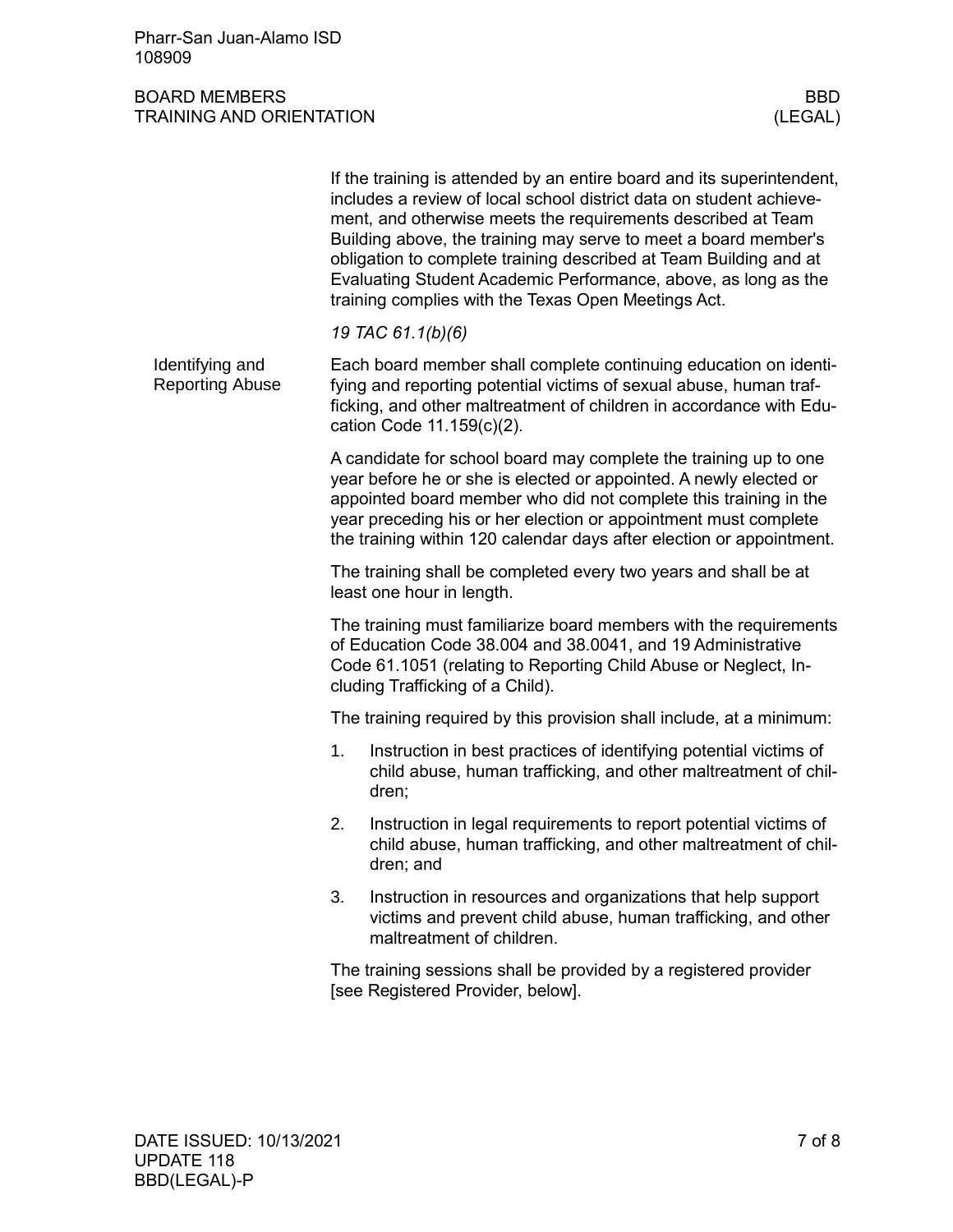If the training is attended by an entire board and its superintendent, includes a review of local school district data on student achievement, and otherwise meets the requirements described at Team Building above, the training may serve to meet a board member's obligation to complete training described at Team Building and at Evaluating Student Academic Performance, above, as long as the training complies with the Texas Open Meetings Act.

*19 TAC 61.1(b)(6)*

### Identifying and Reporting Abuse

Each board member shall complete continuing education on identifying and reporting potential victims of sexual abuse, human trafficking, and other maltreatment of children in accordance with Education Code 11.159(c)(2).

A candidate for school board may complete the training up to one year before he or she is elected or appointed. A newly elected or appointed board member who did not complete this training in the year preceding his or her election or appointment must complete the training within 120 calendar days after election or appointment.

The training shall be completed every two years and shall be at least one hour in length.

The training must familiarize board members with the requirements of Education Code 38.004 and 38.0041, and 19 Administrative Code 61.1051 (relating to Reporting Child Abuse or Neglect, Including Trafficking of a Child).

The training required by this provision shall include, at a minimum:

1. Instruction in best practices of identifying potential victims of child abuse, human trafficking, and other maltreatment of children;
2. Instruction in legal requirements to report potential victims of child abuse, human trafficking, and other maltreatment of children; and
3. Instruction in resources and organizations that help support victims and prevent child abuse, human trafficking, and other maltreatment of children.

The training sessions shall be provided by a registered provider [see Registered Provider, below].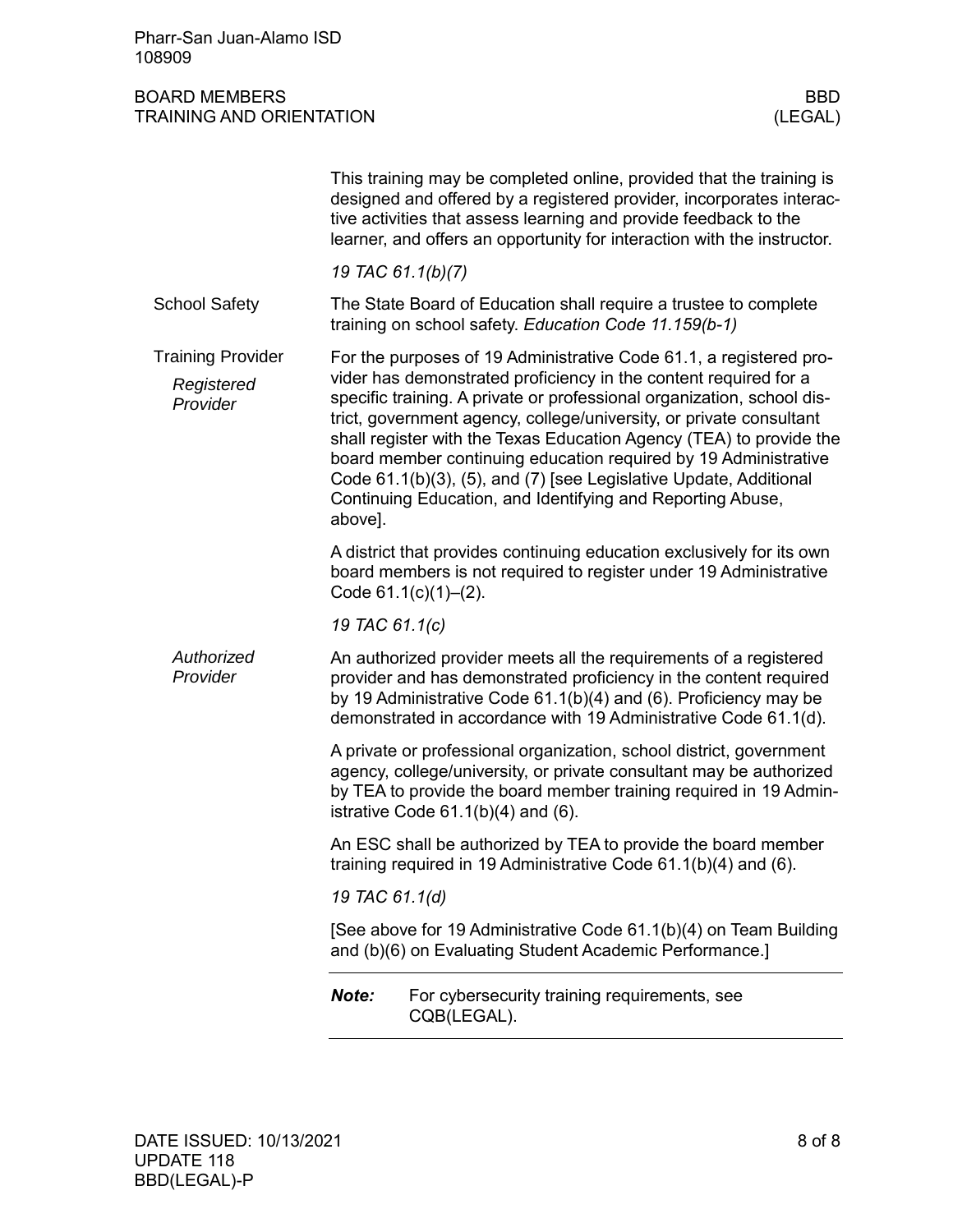This training may be completed online, provided that the training is designed and offered by a registered provider, incorporates interactive activities that assess learning and provide feedback to the learner, and offers an opportunity for interaction with the instructor.

*19 TAC 61.1(b)(7)*

## School Safety

The State Board of Education shall require a trustee to complete training on school safety. *Education Code 11.159(b-1)*

## Training Provider

### *Registered Provider*

For the purposes of 19 Administrative Code 61.1, a registered provider has demonstrated proficiency in the content required for a specific training. A private or professional organization, school district, government agency, college/university, or private consultant shall register with the Texas Education Agency (TEA) to provide the board member continuing education required by 19 Administrative Code 61.1(b)(3), (5), and (7) [see Legislative Update, Additional Continuing Education, and Identifying and Reporting Abuse, above].

A district that provides continuing education exclusively for its own board members is not required to register under 19 Administrative Code 61.1(c)(1)–(2).

*19 TAC 61.1(c)*

### *Authorized Provider*

An authorized provider meets all the requirements of a registered provider and has demonstrated proficiency in the content required by 19 Administrative Code 61.1(b)(4) and (6). Proficiency may be demonstrated in accordance with 19 Administrative Code 61.1(d).

A private or professional organization, school district, government agency, college/university, or private consultant may be authorized by TEA to provide the board member training required in 19 Administrative Code 61.1(b)(4) and (6).

An ESC shall be authorized by TEA to provide the board member training required in 19 Administrative Code 61.1(b)(4) and (6).

*19 TAC 61.1(d)*

[See above for 19 Administrative Code 61.1(b)(4) on Team Building and (b)(6) on Evaluating Student Academic Performance.]

---

**Note:** For cybersecurity training requirements, see CQB(LEGAL).

---